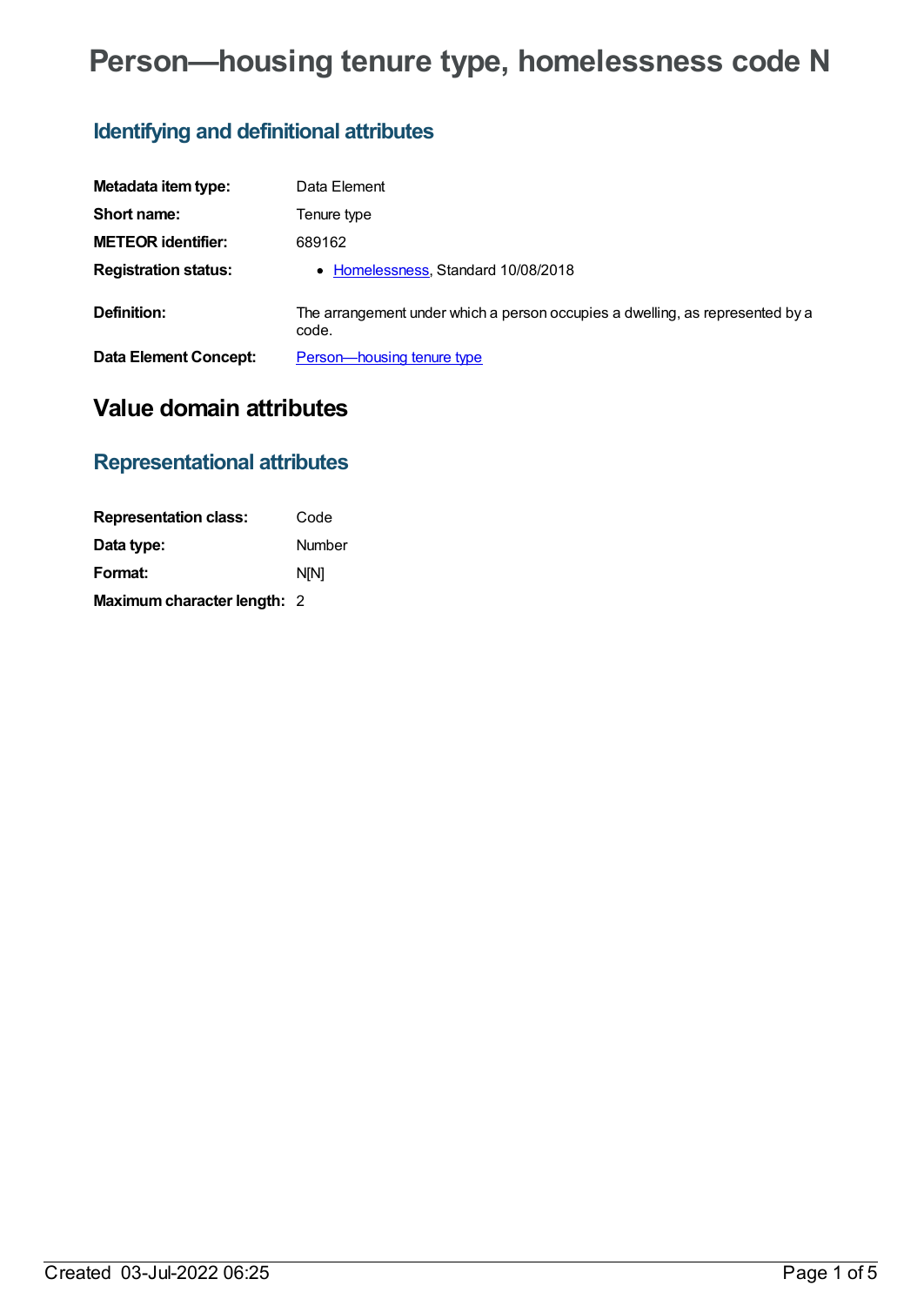# Person—housing tenure type, homelessness code N

## Identifying and definitional attributes

| | |
|---|---|
| **Metadata item type:** | Data Element |
| **Short name:** | Tenure type |
| **METEOR identifier:** | 689162 |
| **Registration status:** | • Homelessness, Standard 10/08/2018 |
| **Definition:** | The arrangement under which a person occupies a dwelling, as represented by a code. |
| **Data Element Concept:** | Person—housing tenure type |

# Value domain attributes

## Representational attributes

| | |
|---|---|
| **Representation class:** | Code |
| **Data type:** | Number |
| **Format:** | N[N] |
| **Maximum character length:** | 2 |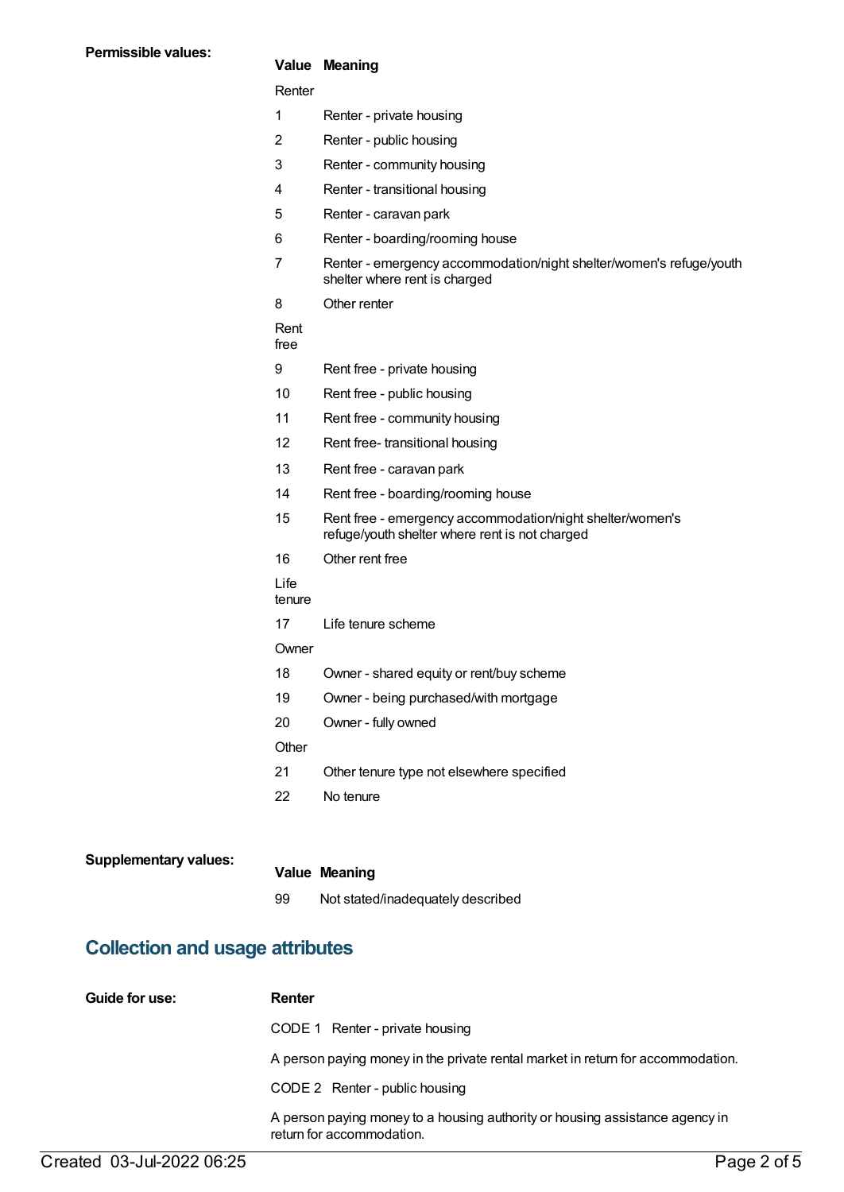**Permissible values:**

| Value | Meaning |
|---|---|
| Renter | |
| 1 | Renter - private housing |
| 2 | Renter - public housing |
| 3 | Renter - community housing |
| 4 | Renter - transitional housing |
| 5 | Renter - caravan park |
| 6 | Renter - boarding/rooming house |
| 7 | Renter - emergency accommodation/night shelter/women's refuge/youth shelter where rent is charged |
| 8 | Other renter |
| Rent free | |
| 9 | Rent free - private housing |
| 10 | Rent free - public housing |
| 11 | Rent free - community housing |
| 12 | Rent free- transitional housing |
| 13 | Rent free - caravan park |
| 14 | Rent free - boarding/rooming house |
| 15 | Rent free - emergency accommodation/night shelter/women's refuge/youth shelter where rent is not charged |
| 16 | Other rent free |
| Life tenure | |
| 17 | Life tenure scheme |
| Owner | |
| 18 | Owner - shared equity or rent/buy scheme |
| 19 | Owner - being purchased/with mortgage |
| 20 | Owner - fully owned |
| Other | |
| 21 | Other tenure type not elsewhere specified |
| 22 | No tenure |

**Supplementary values:**

| Value | Meaning |
|---|---|
| 99 | Not stated/inadequately described |

## Collection and usage attributes

**Guide for use:**

**Renter**

CODE 1 Renter - private housing

A person paying money in the private rental market in return for accommodation.

CODE 2 Renter - public housing

A person paying money to a housing authority or housing assistance agency in return for accommodation.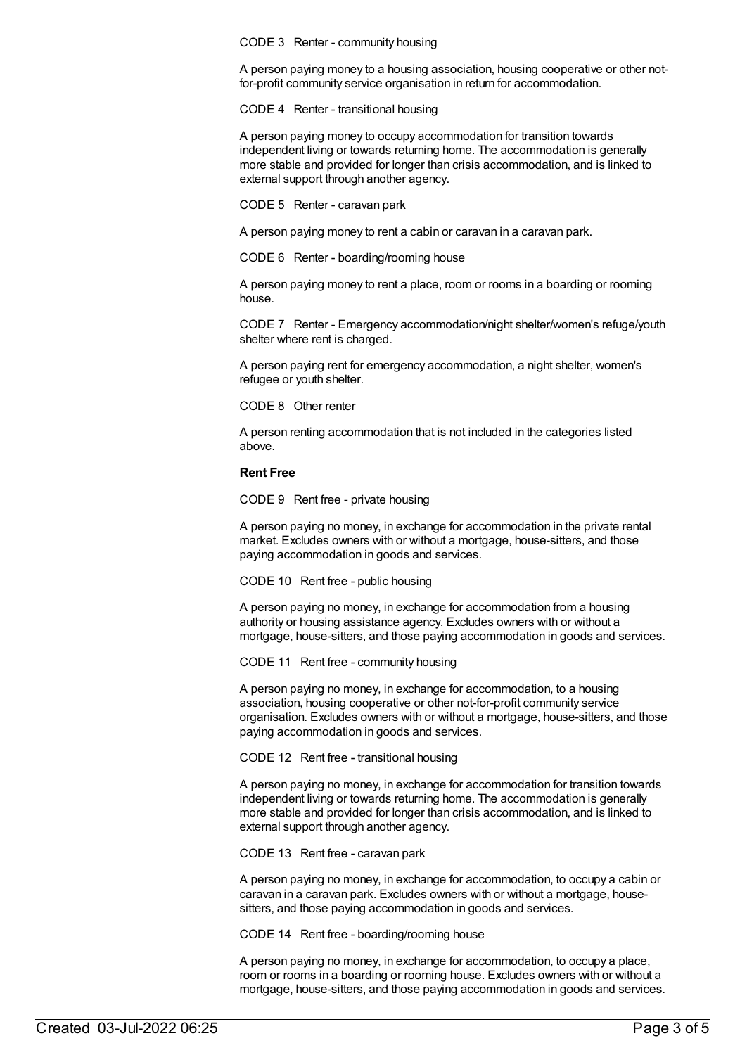CODE 3 Renter - community housing

A person paying money to a housing association, housing cooperative or other not-for-profit community service organisation in return for accommodation.

CODE 4 Renter - transitional housing

A person paying money to occupy accommodation for transition towards independent living or towards returning home. The accommodation is generally more stable and provided for longer than crisis accommodation, and is linked to external support through another agency.

CODE 5 Renter - caravan park

A person paying money to rent a cabin or caravan in a caravan park.

CODE 6 Renter - boarding/rooming house

A person paying money to rent a place, room or rooms in a boarding or rooming house.

CODE 7 Renter - Emergency accommodation/night shelter/women's refuge/youth shelter where rent is charged.

A person paying rent for emergency accommodation, a night shelter, women's refugee or youth shelter.

CODE 8 Other renter

A person renting accommodation that is not included in the categories listed above.

**Rent Free**

CODE 9 Rent free - private housing

A person paying no money, in exchange for accommodation in the private rental market. Excludes owners with or without a mortgage, house-sitters, and those paying accommodation in goods and services.

CODE 10 Rent free - public housing

A person paying no money, in exchange for accommodation from a housing authority or housing assistance agency. Excludes owners with or without a mortgage, house-sitters, and those paying accommodation in goods and services.

CODE 11 Rent free - community housing

A person paying no money, in exchange for accommodation, to a housing association, housing cooperative or other not-for-profit community service organisation. Excludes owners with or without a mortgage, house-sitters, and those paying accommodation in goods and services.

CODE 12 Rent free - transitional housing

A person paying no money, in exchange for accommodation for transition towards independent living or towards returning home. The accommodation is generally more stable and provided for longer than crisis accommodation, and is linked to external support through another agency.

CODE 13 Rent free - caravan park

A person paying no money, in exchange for accommodation, to occupy a cabin or caravan in a caravan park. Excludes owners with or without a mortgage, house-sitters, and those paying accommodation in goods and services.

CODE 14 Rent free - boarding/rooming house

A person paying no money, in exchange for accommodation, to occupy a place, room or rooms in a boarding or rooming house. Excludes owners with or without a mortgage, house-sitters, and those paying accommodation in goods and services.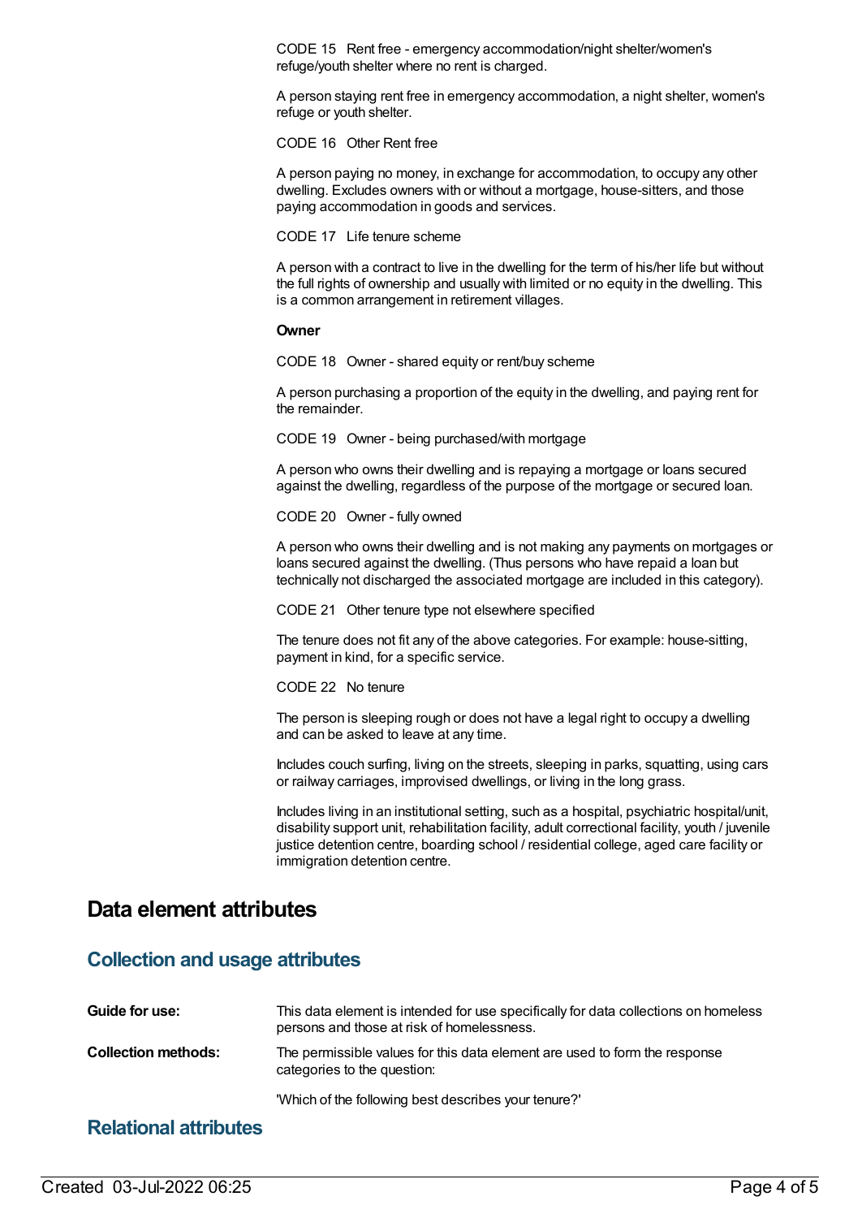CODE 15 Rent free - emergency accommodation/night shelter/women's refuge/youth shelter where no rent is charged.

A person staying rent free in emergency accommodation, a night shelter, women's refuge or youth shelter.

CODE 16 Other Rent free

A person paying no money, in exchange for accommodation, to occupy any other dwelling. Excludes owners with or without a mortgage, house-sitters, and those paying accommodation in goods and services.

CODE 17 Life tenure scheme

A person with a contract to live in the dwelling for the term of his/her life but without the full rights of ownership and usually with limited or no equity in the dwelling. This is a common arrangement in retirement villages.

**Owner**

CODE 18 Owner - shared equity or rent/buy scheme

A person purchasing a proportion of the equity in the dwelling, and paying rent for the remainder.

CODE 19 Owner - being purchased/with mortgage

A person who owns their dwelling and is repaying a mortgage or loans secured against the dwelling, regardless of the purpose of the mortgage or secured loan.

CODE 20 Owner - fully owned

A person who owns their dwelling and is not making any payments on mortgages or loans secured against the dwelling. (Thus persons who have repaid a loan but technically not discharged the associated mortgage are included in this category).

CODE 21 Other tenure type not elsewhere specified

The tenure does not fit any of the above categories. For example: house-sitting, payment in kind, for a specific service.

CODE 22 No tenure

The person is sleeping rough or does not have a legal right to occupy a dwelling and can be asked to leave at any time.

Includes couch surfing, living on the streets, sleeping in parks, squatting, using cars or railway carriages, improvised dwellings, or living in the long grass.

Includes living in an institutional setting, such as a hospital, psychiatric hospital/unit, disability support unit, rehabilitation facility, adult correctional facility, youth / juvenile justice detention centre, boarding school / residential college, aged care facility or immigration detention centre.

## Data element attributes

### Collection and usage attributes

**Guide for use:** This data element is intended for use specifically for data collections on homeless persons and those at risk of homelessness.

**Collection methods:** The permissible values for this data element are used to form the response categories to the question:

'Which of the following best describes your tenure?'

### Relational attributes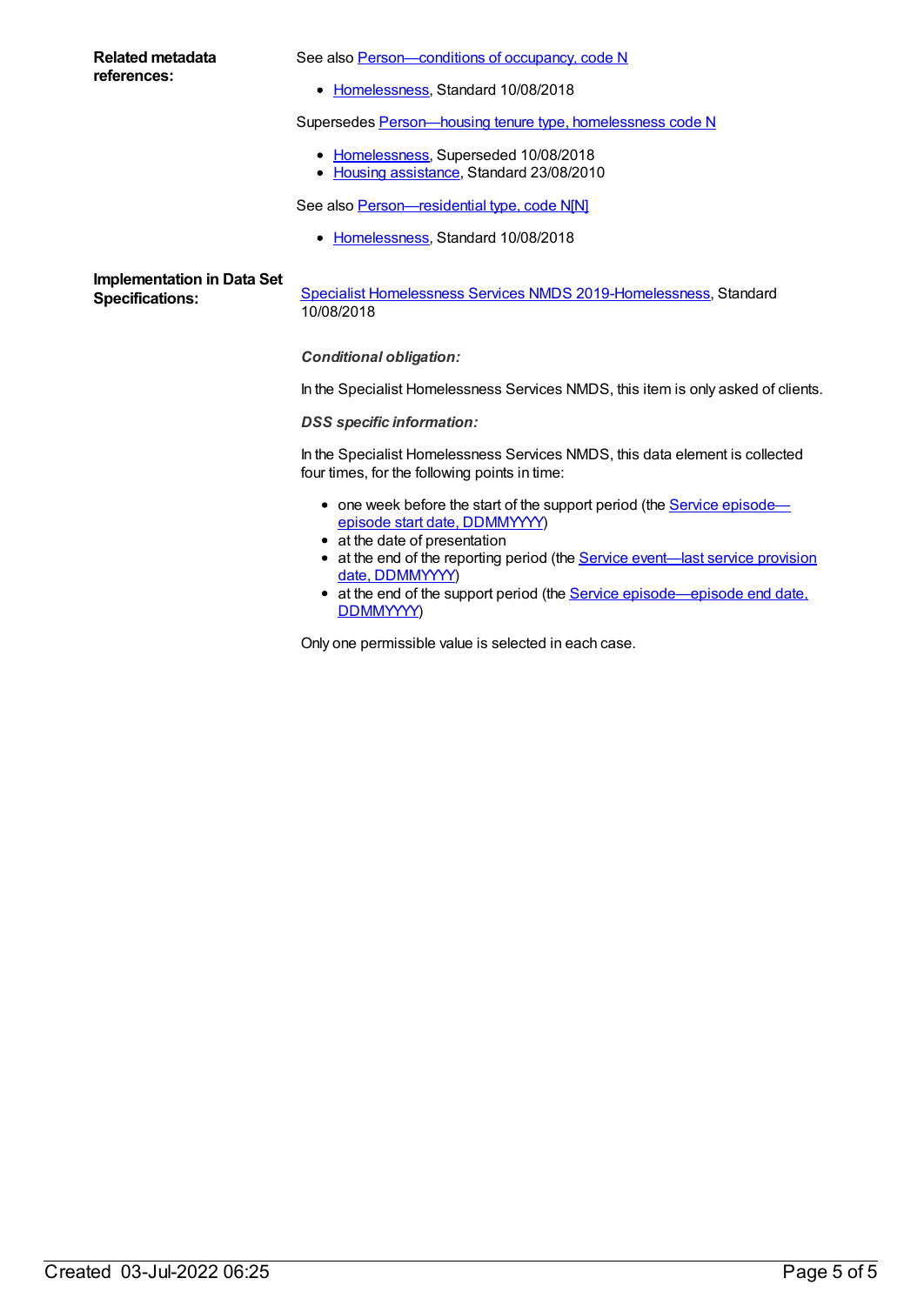**Related metadata references:**

See also Person—conditions of occupancy, code N

- Homelessness, Standard 10/08/2018

Supersedes Person—housing tenure type, homelessness code N

- Homelessness, Superseded 10/08/2018
- Housing assistance, Standard 23/08/2010

See also Person—residential type, code N[N]

- Homelessness, Standard 10/08/2018

**Implementation in Data Set Specifications:**

Specialist Homelessness Services NMDS 2019-Homelessness, Standard 10/08/2018

***Conditional obligation:***

In the Specialist Homelessness Services NMDS, this item is only asked of clients.

***DSS specific information:***

In the Specialist Homelessness Services NMDS, this data element is collected four times, for the following points in time:

- one week before the start of the support period (the Service episode—episode start date, DDMMYYYY)
- at the date of presentation
- at the end of the reporting period (the Service event—last service provision date, DDMMYYYY)
- at the end of the support period (the Service episode—episode end date, DDMMYYYY)

Only one permissible value is selected in each case.